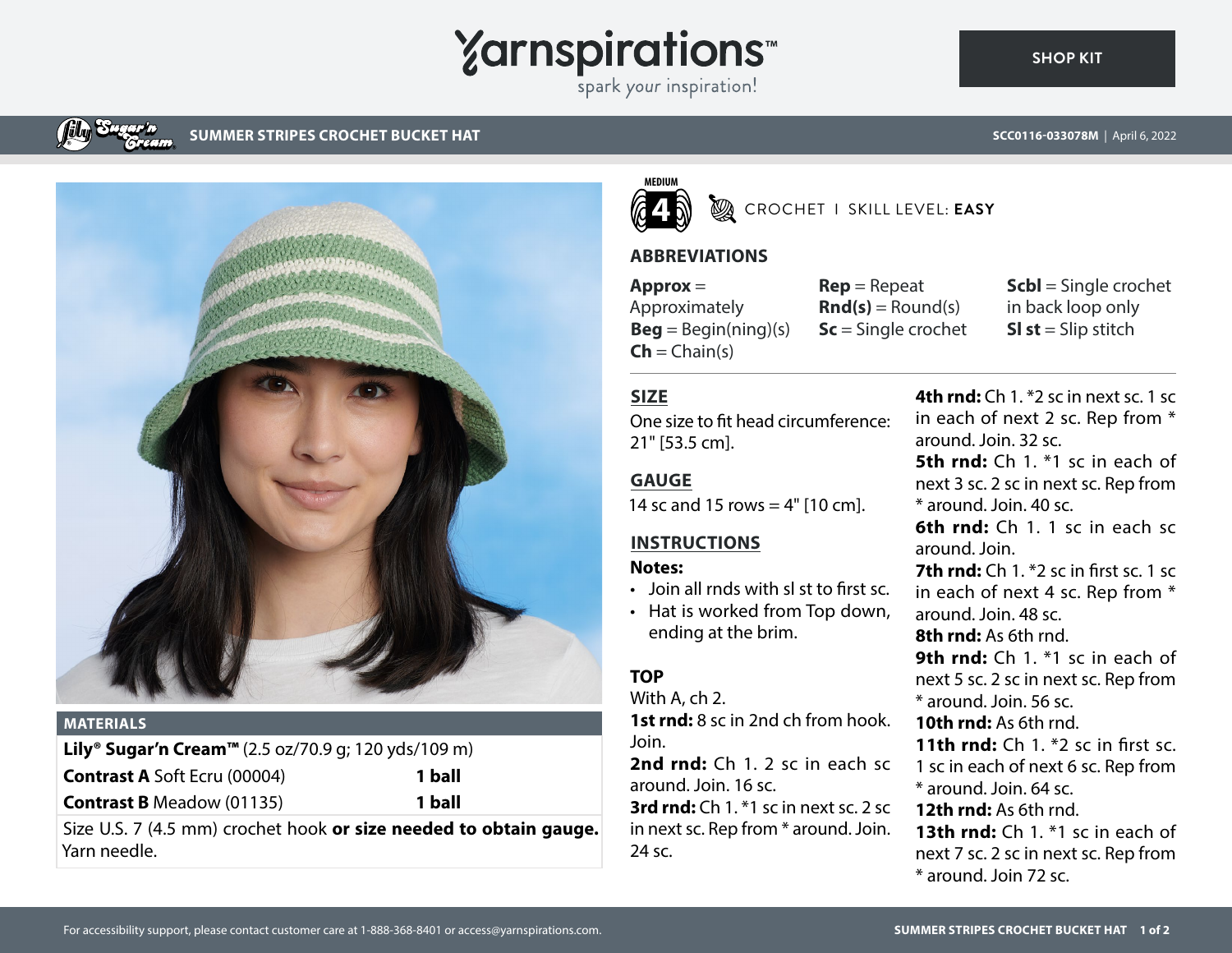# SUMMER STRIPES CROCHET BUCKET HAT

SCC0116-033078M | April 6, 2022

MEDIUM 4

CROCHET | SKILL LEVEL: **EASY**

## MATERIALS

| | |
|---|---|
| **Lily® Sugar'n Cream™** (2.5 oz/70.9 g; 120 yds/109 m) | |
| **Contrast A** Soft Ecru (00004) | **1 ball** |
| **Contrast B** Meadow (01135) | **1 ball** |

Size U.S. 7 (4.5 mm) crochet hook **or size needed to obtain gauge.**
Yarn needle.

## ABBREVIATIONS

**Approx** = Approximately
**Beg** = Begin(ning)(s)
**Ch** = Chain(s)
**Rep** = Repeat
**Rnd(s)** = Round(s)
**Sc** = Single crochet
**Scbl** = Single crochet in back loop only
**Sl st** = Slip stitch

## SIZE

One size to fit head circumference: 21" [53.5 cm].

## GAUGE

14 sc and 15 rows = 4" [10 cm].

## INSTRUCTIONS

**Notes:**

- Join all rnds with sl st to first sc.
- Hat is worked from Top down, ending at the brim.

### TOP

With A, ch 2.

**1st rnd:** 8 sc in 2nd ch from hook. Join.

**2nd rnd:** Ch 1. 2 sc in each sc around. Join. 16 sc.

**3rd rnd:** Ch 1. *1 sc in next sc. 2 sc in next sc. Rep from * around. Join. 24 sc.

**4th rnd:** Ch 1. *2 sc in next sc. 1 sc in each of next 2 sc. Rep from * around. Join. 32 sc.

**5th rnd:** Ch 1. *1 sc in each of next 3 sc. 2 sc in next sc. Rep from * around. Join. 40 sc.

**6th rnd:** Ch 1. 1 sc in each sc around. Join.

**7th rnd:** Ch 1. *2 sc in first sc. 1 sc in each of next 4 sc. Rep from * around. Join. 48 sc.

**8th rnd:** As 6th rnd.

**9th rnd:** Ch 1. *1 sc in each of next 5 sc. 2 sc in next sc. Rep from * around. Join. 56 sc.

**10th rnd:** As 6th rnd.

**11th rnd:** Ch 1. *2 sc in first sc. 1 sc in each of next 6 sc. Rep from * around. Join. 64 sc.

**12th rnd:** As 6th rnd.

**13th rnd:** Ch 1. *1 sc in each of next 7 sc. 2 sc in next sc. Rep from * around. Join 72 sc.

For accessibility support, please contact customer care at 1-888-368-8401 or access@yarnspirations.com.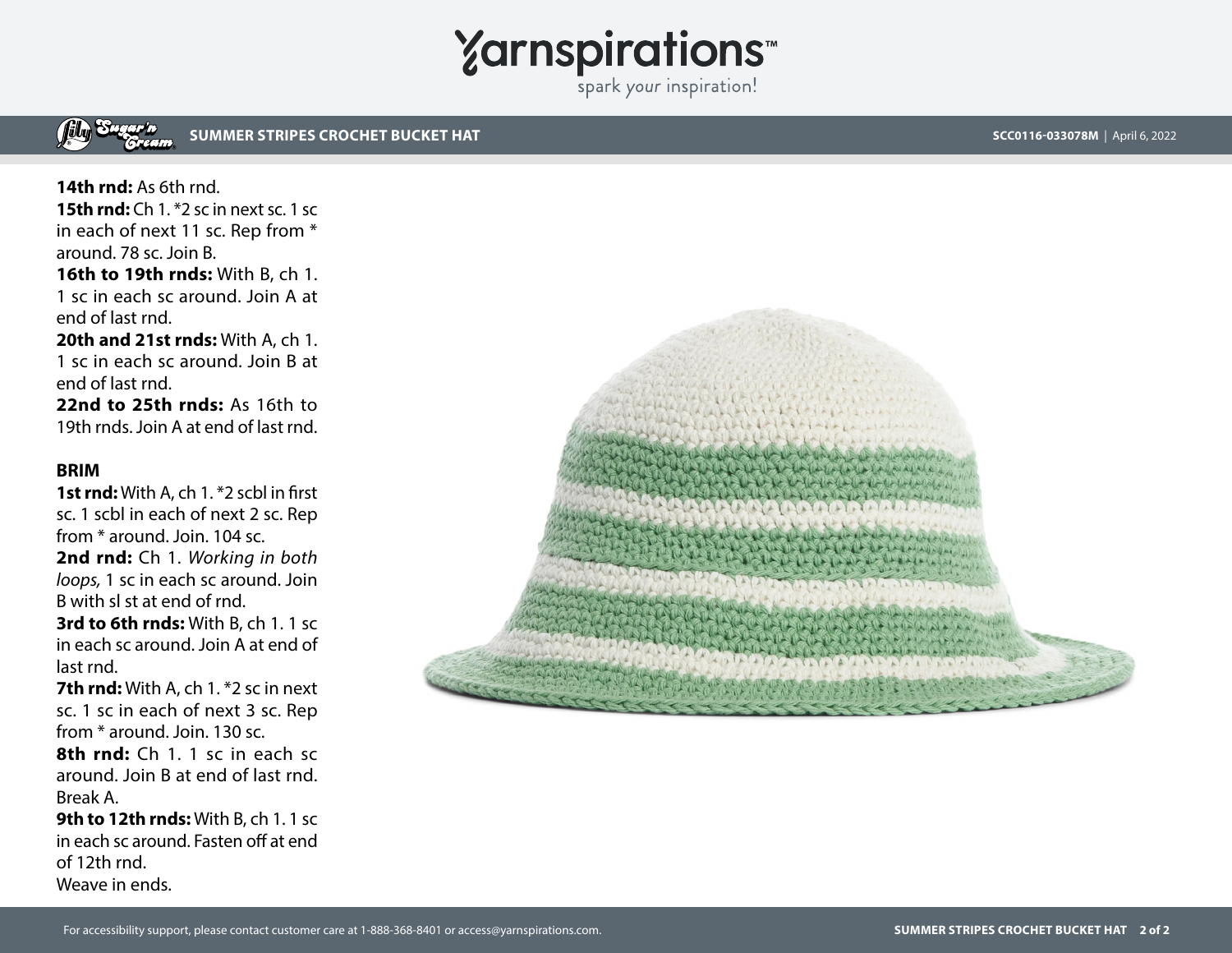**14th rnd:** As 6th rnd.

**15th rnd:** Ch 1. *2 sc in next sc. 1 sc in each of next 11 sc. Rep from * around. 78 sc. Join B.

**16th to 19th rnds:** With B, ch 1. 1 sc in each sc around. Join A at end of last rnd.

**20th and 21st rnds:** With A, ch 1. 1 sc in each sc around. Join B at end of last rnd.

**22nd to 25th rnds:** As 16th to 19th rnds. Join A at end of last rnd.

## BRIM

**1st rnd:** With A, ch 1. *2 scbl in first sc. 1 scbl in each of next 2 sc. Rep from * around. Join. 104 sc.

**2nd rnd:** Ch 1. *Working in both loops,* 1 sc in each sc around. Join B with sl st at end of rnd.

**3rd to 6th rnds:** With B, ch 1. 1 sc in each sc around. Join A at end of last rnd.

**7th rnd:** With A, ch 1. *2 sc in next sc. 1 sc in each of next 3 sc. Rep from * around. Join. 130 sc.

**8th rnd:** Ch 1. 1 sc in each sc around. Join B at end of last rnd. Break A.

**9th to 12th rnds:** With B, ch 1. 1 sc in each sc around. Fasten off at end of 12th rnd.

Weave in ends.

For accessibility support, please contact customer care at 1-888-368-8401 or access@yarnspirations.com.